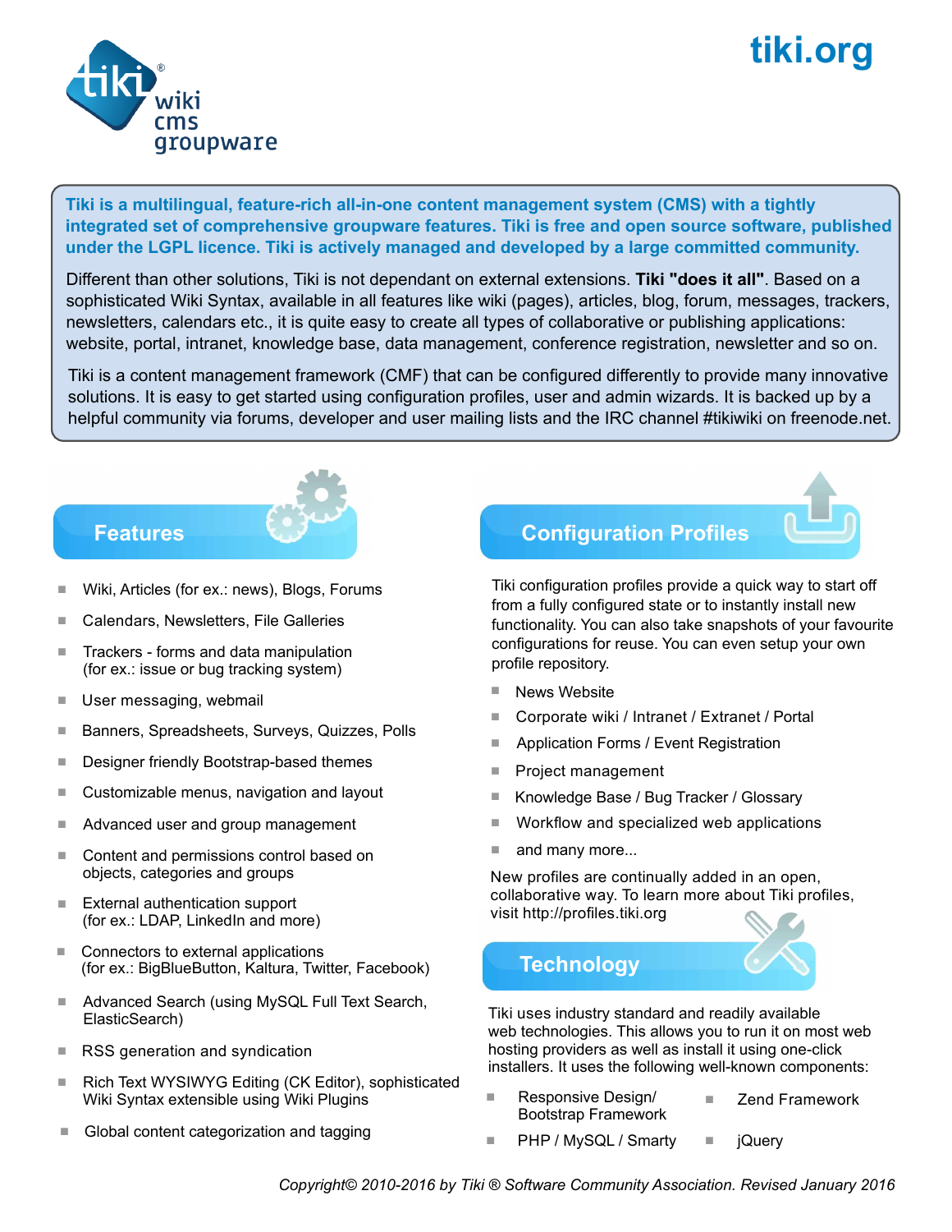tiki wiki cms groupware

tiki.org

**Tiki is a multilingual, feature-rich all-in-one content management system (CMS) with a tightly integrated set of comprehensive groupware features. Tiki is free and open source software, published under the LGPL licence. Tiki is actively managed and developed by a large committed community.**

Different than other solutions, Tiki is not dependant on external extensions. **Tiki "does it all"**. Based on a sophisticated Wiki Syntax, available in all features like wiki (pages), articles, blog, forum, messages, trackers, newsletters, calendars etc., it is quite easy to create all types of collaborative or publishing applications: website, portal, intranet, knowledge base, data management, conference registration, newsletter and so on.

Tiki is a content management framework (CMF) that can be configured differently to provide many innovative solutions. It is easy to get started using configuration profiles, user and admin wizards. It is backed up by a helpful community via forums, developer and user mailing lists and the IRC channel #tikiwiki on freenode.net.

## Features

- Wiki, Articles (for ex.: news), Blogs, Forums
- Calendars, Newsletters, File Galleries
- Trackers - forms and data manipulation (for ex.: issue or bug tracking system)
- User messaging, webmail
- Banners, Spreadsheets, Surveys, Quizzes, Polls
- Designer friendly Bootstrap-based themes
- Customizable menus, navigation and layout
- Advanced user and group management
- Content and permissions control based on objects, categories and groups
- External authentication support (for ex.: LDAP, LinkedIn and more)
- Connectors to external applications (for ex.: BigBlueButton, Kaltura, Twitter, Facebook)
- Advanced Search (using MySQL Full Text Search, ElasticSearch)
- RSS generation and syndication
- Rich Text WYSIWYG Editing (CK Editor), sophisticated Wiki Syntax extensible using Wiki Plugins
- Global content categorization and tagging

## Configuration Profiles

Tiki configuration profiles provide a quick way to start off from a fully configured state or to instantly install new functionality. You can also take snapshots of your favourite configurations for reuse. You can even setup your own profile repository.

- News Website
- Corporate wiki / Intranet / Extranet / Portal
- Application Forms / Event Registration
- Project management
- Knowledge Base / Bug Tracker / Glossary
- Workflow and specialized web applications
- and many more...

New profiles are continually added in an open, collaborative way. To learn more about Tiki profiles, visit http://profiles.tiki.org

## Technology

Tiki uses industry standard and readily available web technologies. This allows you to run it on most web hosting providers as well as install it using one-click installers. It uses the following well-known components:

- Responsive Design/ Bootstrap Framework
- Zend Framework
- PHP / MySQL / Smarty
- jQuery

*Copyright© 2010-2016 by Tiki ® Software Community Association. Revised January 2016*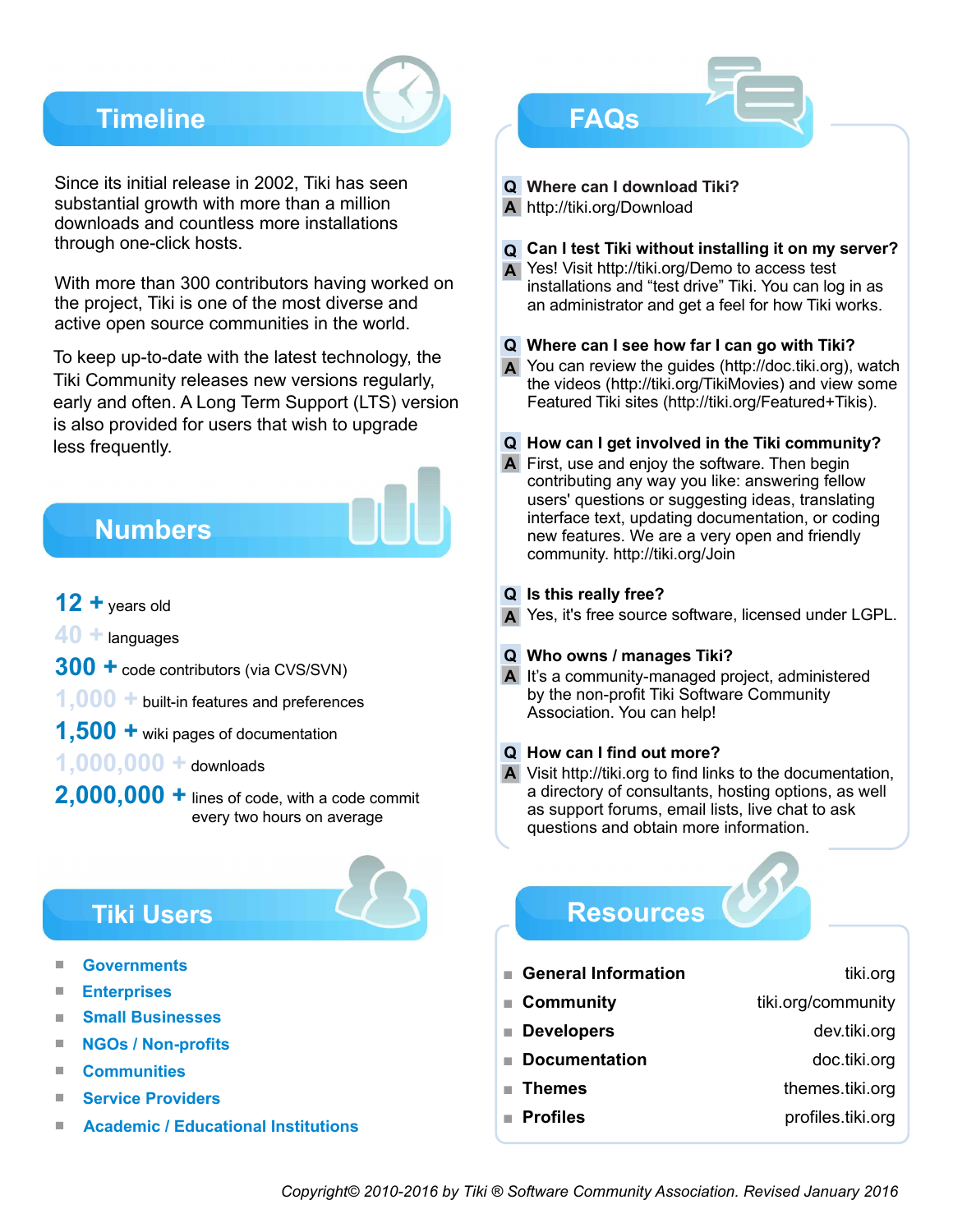## Timeline

Since its initial release in 2002, Tiki has seen substantial growth with more than a million downloads and countless more installations through one-click hosts.

With more than 300 contributors having worked on the project, Tiki is one of the most diverse and active open source communities in the world.

To keep up-to-date with the latest technology, the Tiki Community releases new versions regularly, early and often. A Long Term Support (LTS) version is also provided for users that wish to upgrade less frequently.

## Numbers

**12 +** years old

**40 +** languages

**300 +** code contributors (via CVS/SVN)

**1,000 +** built-in features and preferences

**1,500 +** wiki pages of documentation

**1,000,000 +** downloads

**2,000,000 +** lines of code, with a code commit every two hours on average

## Tiki Users

- **Governments**
- **Enterprises**
- **Small Businesses**
- **NGOs / Non-profits**
- **Communities**
- **Service Providers**
- **Academic / Educational Institutions**

## FAQs

**Q Where can I download Tiki?**
**A** http://tiki.org/Download

**Q Can I test Tiki without installing it on my server?**
**A** Yes! Visit http://tiki.org/Demo to access test installations and "test drive" Tiki. You can log in as an administrator and get a feel for how Tiki works.

**Q Where can I see how far I can go with Tiki?**
**A** You can review the guides (http://doc.tiki.org), watch the videos (http://tiki.org/TikiMovies) and view some Featured Tiki sites (http://tiki.org/Featured+Tikis).

**Q How can I get involved in the Tiki community?**
**A** First, use and enjoy the software. Then begin contributing any way you like: answering fellow users' questions or suggesting ideas, translating interface text, updating documentation, or coding new features. We are a very open and friendly community. http://tiki.org/Join

**Q Is this really free?**
**A** Yes, it's free source software, licensed under LGPL.

**Q Who owns / manages Tiki?**
**A** It's a community-managed project, administered by the non-profit Tiki Software Community Association. You can help!

**Q How can I find out more?**
**A** Visit http://tiki.org to find links to the documentation, a directory of consultants, hosting options, as well as support forums, email lists, live chat to ask questions and obtain more information.

## Resources

| | |
|---|---|
| **General Information** | tiki.org |
| **Community** | tiki.org/community |
| **Developers** | dev.tiki.org |
| **Documentation** | doc.tiki.org |
| **Themes** | themes.tiki.org |
| **Profiles** | profiles.tiki.org |

*Copyright© 2010-2016 by Tiki ® Software Community Association. Revised January 2016*